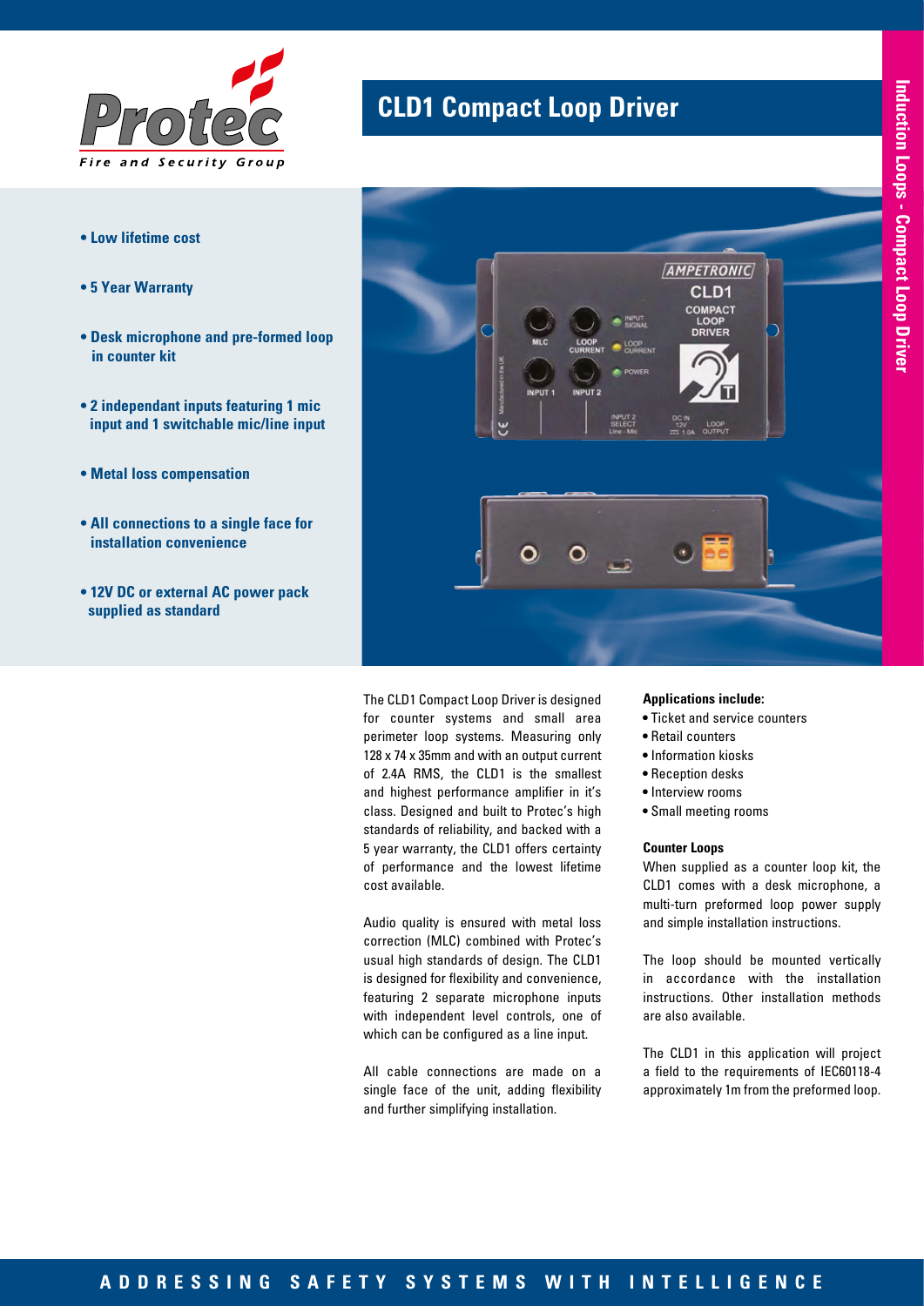Protec

Fire and Security Group

# CLD1 Compact Loop Driver

- **Low lifetime cost**
- **5 Year Warranty**
- **Desk microphone and pre-formed loop in counter kit**
- **2 independant inputs featuring 1 mic input and 1 switchable mic/line input**
- **Metal loss compensation**
- **All connections to a single face for installation convenience**
- **12V DC or external AC power pack supplied as standard**

The CLD1 Compact Loop Driver is designed for counter systems and small area perimeter loop systems. Measuring only 128 x 74 x 35mm and with an output current of 2.4A RMS, the CLD1 is the smallest and highest performance amplifier in it's class. Designed and built to Protec's high standards of reliability, and backed with a 5 year warranty, the CLD1 offers certainty of performance and the lowest lifetime cost available.

Audio quality is ensured with metal loss correction (MLC) combined with Protec's usual high standards of design. The CLD1 is designed for flexibility and convenience, featuring 2 separate microphone inputs with independent level controls, one of which can be configured as a line input.

All cable connections are made on a single face of the unit, adding flexibility and further simplifying installation.

**Applications include:**

- Ticket and service counters
- Retail counters
- Information kiosks
- Reception desks
- Interview rooms
- Small meeting rooms

**Counter Loops**

When supplied as a counter loop kit, the CLD1 comes with a desk microphone, a multi-turn preformed loop power supply and simple installation instructions.

The loop should be mounted vertically in accordance with the installation instructions. Other installation methods are also available.

The CLD1 in this application will project a field to the requirements of IEC60118-4 approximately 1m from the preformed loop.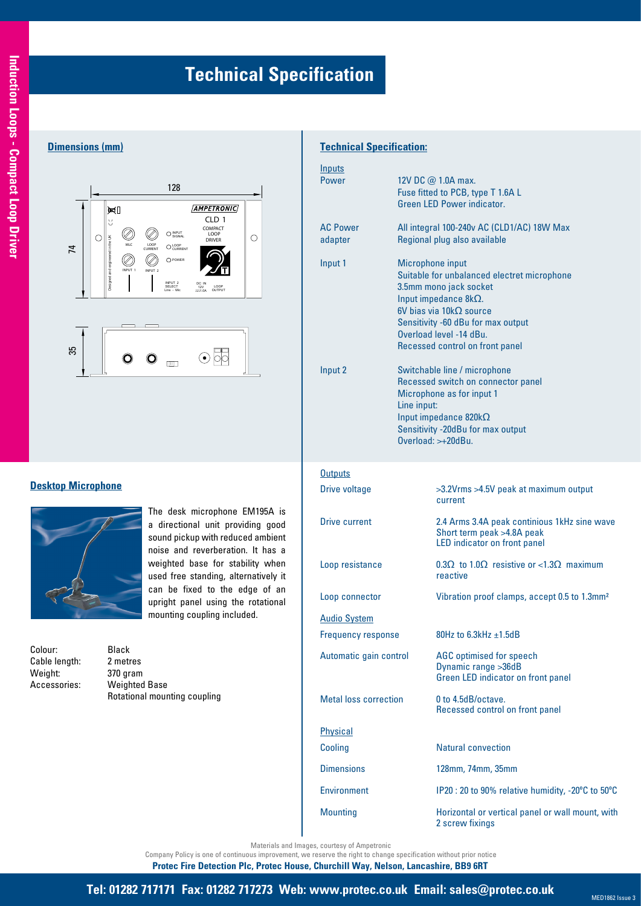# Technical Specification

## Dimensions (mm)

128

74

35

## Desktop Microphone

The desk microphone EM195A is a directional unit providing good sound pickup with reduced ambient noise and reverberation. It has a weighted base for stability when used free standing, alternatively it can be fixed to the edge of an upright panel using the rotational mounting coupling included.

| | |
|---|---|
| Colour: | Black |
| Cable length: | 2 metres |
| Weight: | 370 gram |
| Accessories: | Weighted Base<br>Rotational mounting coupling |

## Technical Specification:

### Inputs

| | |
|---|---|
| Power | 12V DC @ 1.0A max.<br>Fuse fitted to PCB, type T 1.6A L<br>Green LED Power indicator. |
| AC Power adapter | All integral 100-240v AC (CLD1/AC) 18W Max<br>Regional plug also available |
| Input 1 | Microphone input<br>Suitable for unbalanced electret microphone<br>3.5mm mono jack socket<br>Input impedance 8kΩ.<br>6V bias via 10kΩ source<br>Sensitivity -60 dBu for max output<br>Overload level -14 dBu.<br>Recessed control on front panel |
| Input 2 | Switchable line / microphone<br>Recessed switch on connector panel<br>Microphone as for input 1<br>Line input:<br>Input impedance 820kΩ<br>Sensitivity -20dBu for max output<br>Overload: >+20dBu. |

### Outputs

| | |
|---|---|
| Drive voltage | >3.2Vrms >4.5V peak at maximum output current |
| Drive current | 2.4 Arms 3.4A peak continious 1kHz sine wave<br>Short term peak >4.8A peak<br>LED indicator on front panel |
| Loop resistance | 0.3Ω to 1.0Ω resistive or <1.3Ω maximum reactive |
| Loop connector | Vibration proof clamps, accept 0.5 to 1.3mm² |

### Audio System

| | |
|---|---|
| Frequency response | 80Hz to 6.3kHz ±1.5dB |
| Automatic gain control | AGC optimised for speech<br>Dynamic range >36dB<br>Green LED indicator on front panel |
| Metal loss correction | 0 to 4.5dB/octave.<br>Recessed control on front panel |

### Physical

| | |
|---|---|
| Cooling | Natural convection |
| Dimensions | 128mm, 74mm, 35mm |
| Environment | IP20 : 20 to 90% relative humidity, -20°C to 50°C |
| Mounting | Horizontal or vertical panel or wall mount, with 2 screw fixings |

Materials and Images, courtesy of Ampetronic

Company Policy is one of continuous improvement, we reserve the right to change specification without prior notice

**Protec Fire Detection Plc, Protec House, Churchill Way, Nelson, Lancashire, BB9 6RT**

**Tel: 01282 717171 Fax: 01282 717273 Web: www.protec.co.uk Email: sales@protec.co.uk**

MED1862 Issue 3